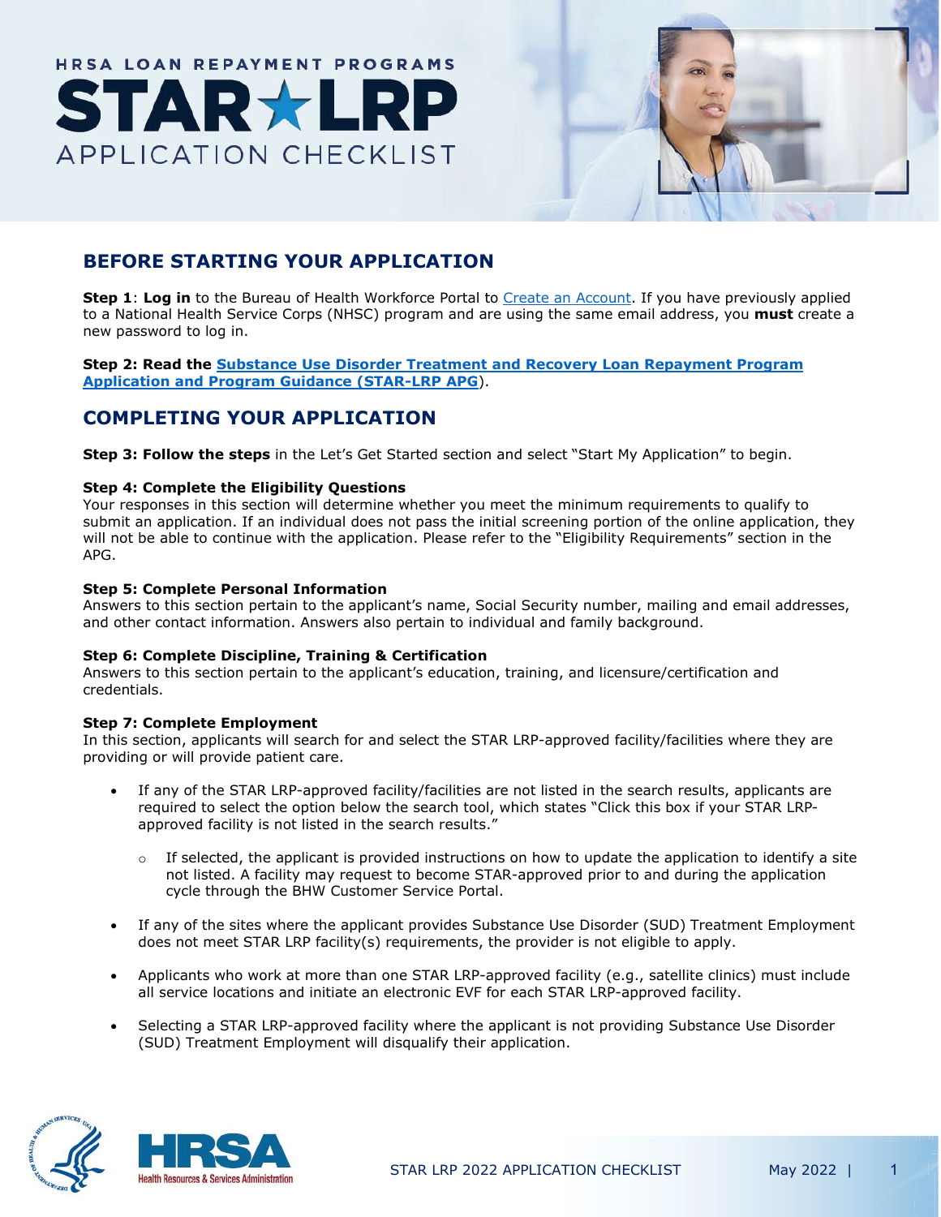HRSA LOAN REPAYMENT PROGRAMS

# STAR★LRP APPLICATION CHECKLIST

## BEFORE STARTING YOUR APPLICATION

**Step 1**: **Log in** to the Bureau of Health Workforce Portal to Create an Account. If you have previously applied to a National Health Service Corps (NHSC) program and are using the same email address, you **must** create a new password to log in.

**Step 2: Read the Substance Use Disorder Treatment and Recovery Loan Repayment Program Application and Program Guidance (STAR-LRP APG)**.

## COMPLETING YOUR APPLICATION

**Step 3: Follow the steps** in the Let's Get Started section and select "Start My Application" to begin.

**Step 4: Complete the Eligibility Questions**
Your responses in this section will determine whether you meet the minimum requirements to qualify to submit an application. If an individual does not pass the initial screening portion of the online application, they will not be able to continue with the application. Please refer to the "Eligibility Requirements" section in the APG.

**Step 5: Complete Personal Information**
Answers to this section pertain to the applicant's name, Social Security number, mailing and email addresses, and other contact information. Answers also pertain to individual and family background.

**Step 6: Complete Discipline, Training & Certification**
Answers to this section pertain to the applicant's education, training, and licensure/certification and credentials.

**Step 7: Complete Employment**
In this section, applicants will search for and select the STAR LRP-approved facility/facilities where they are providing or will provide patient care.

- If any of the STAR LRP-approved facility/facilities are not listed in the search results, applicants are required to select the option below the search tool, which states "Click this box if your STAR LRP-approved facility is not listed in the search results."
  - If selected, the applicant is provided instructions on how to update the application to identify a site not listed. A facility may request to become STAR-approved prior to and during the application cycle through the BHW Customer Service Portal.
- If any of the sites where the applicant provides Substance Use Disorder (SUD) Treatment Employment does not meet STAR LRP facility(s) requirements, the provider is not eligible to apply.
- Applicants who work at more than one STAR LRP-approved facility (e.g., satellite clinics) must include all service locations and initiate an electronic EVF for each STAR LRP-approved facility.
- Selecting a STAR LRP-approved facility where the applicant is not providing Substance Use Disorder (SUD) Treatment Employment will disqualify their application.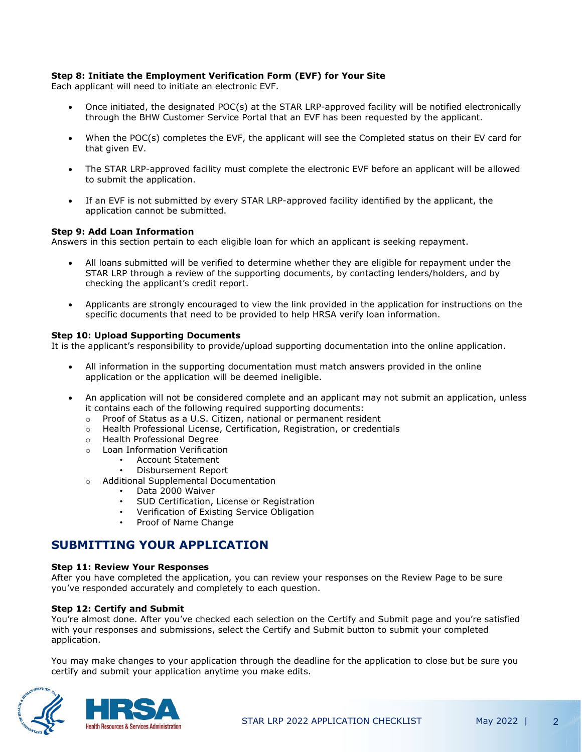**Step 8: Initiate the Employment Verification Form (EVF) for Your Site**
Each applicant will need to initiate an electronic EVF.

- Once initiated, the designated POC(s) at the STAR LRP-approved facility will be notified electronically through the BHW Customer Service Portal that an EVF has been requested by the applicant.
- When the POC(s) completes the EVF, the applicant will see the Completed status on their EV card for that given EV.
- The STAR LRP-approved facility must complete the electronic EVF before an applicant will be allowed to submit the application.
- If an EVF is not submitted by every STAR LRP-approved facility identified by the applicant, the application cannot be submitted.

**Step 9: Add Loan Information**
Answers in this section pertain to each eligible loan for which an applicant is seeking repayment.

- All loans submitted will be verified to determine whether they are eligible for repayment under the STAR LRP through a review of the supporting documents, by contacting lenders/holders, and by checking the applicant's credit report.
- Applicants are strongly encouraged to view the link provided in the application for instructions on the specific documents that need to be provided to help HRSA verify loan information.

**Step 10: Upload Supporting Documents**
It is the applicant's responsibility to provide/upload supporting documentation into the online application.

- All information in the supporting documentation must match answers provided in the online application or the application will be deemed ineligible.
- An application will not be considered complete and an applicant may not submit an application, unless it contains each of the following required supporting documents:
  - Proof of Status as a U.S. Citizen, national or permanent resident
  - Health Professional License, Certification, Registration, or credentials
  - Health Professional Degree
  - Loan Information Verification
    - Account Statement
    - Disbursement Report
  - Additional Supplemental Documentation
    - Data 2000 Waiver
    - SUD Certification, License or Registration
    - Verification of Existing Service Obligation
    - Proof of Name Change

## SUBMITTING YOUR APPLICATION

**Step 11: Review Your Responses**
After you have completed the application, you can review your responses on the Review Page to be sure you've responded accurately and completely to each question.

**Step 12: Certify and Submit**
You're almost done. After you've checked each selection on the Certify and Submit page and you're satisfied with your responses and submissions, select the Certify and Submit button to submit your completed application.

You may make changes to your application through the deadline for the application to close but be sure you certify and submit your application anytime you make edits.